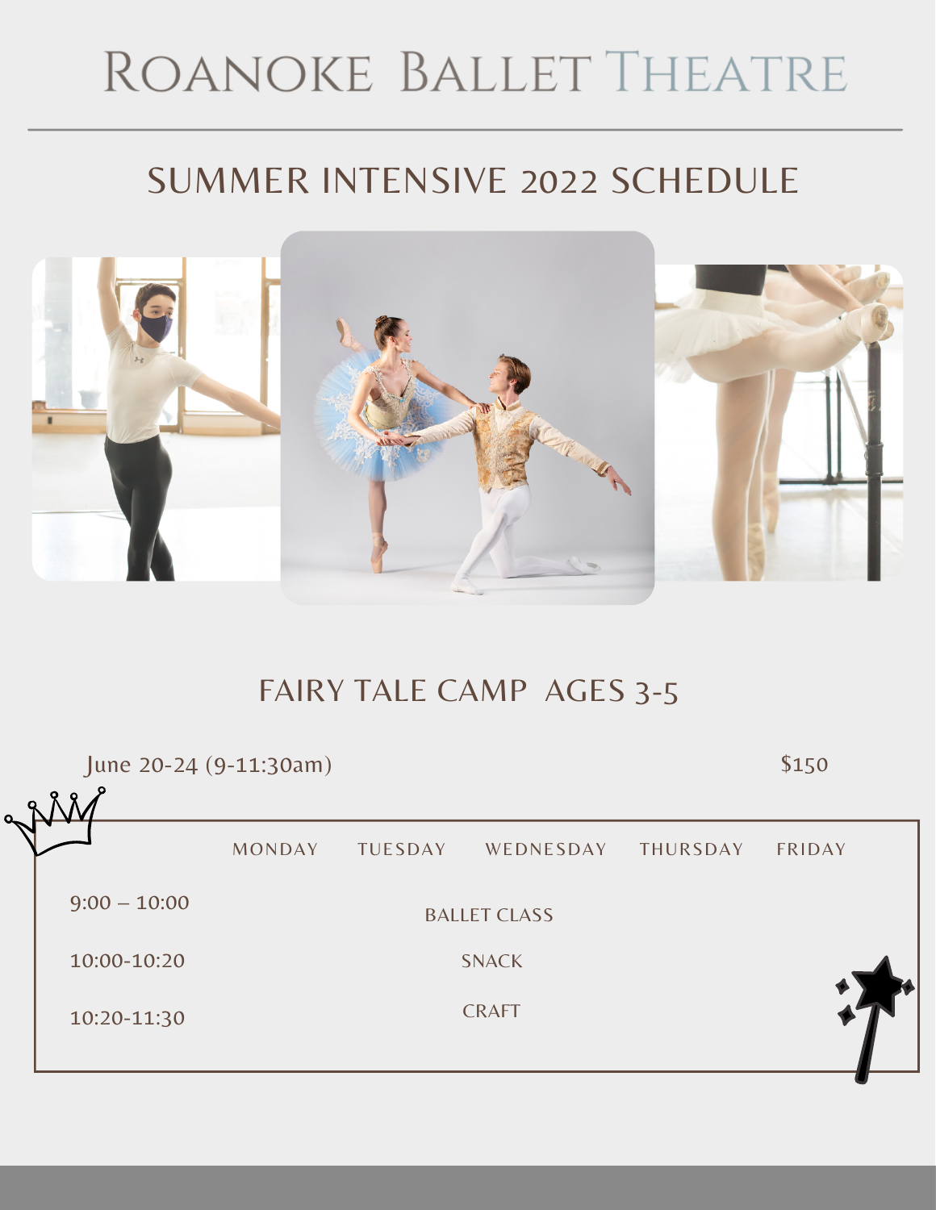# ROANOKE BALLET THEATRE

## SUMMER INTENSIVE 2022 SCHEDULE

## FAIRY TALE CAMP AGES 3-5

June 20-24 (9-11:30am) $150

| | MONDAY | TUESDAY | WEDNESDAY | THURSDAY | FRIDAY |
|---|---|---|---|---|---|
| 9:00 – 10:00 | BALLET CLASS | | | | |
| 10:00-10:20 | SNACK | | | | |
| 10:20-11:30 | CRAFT | | | | |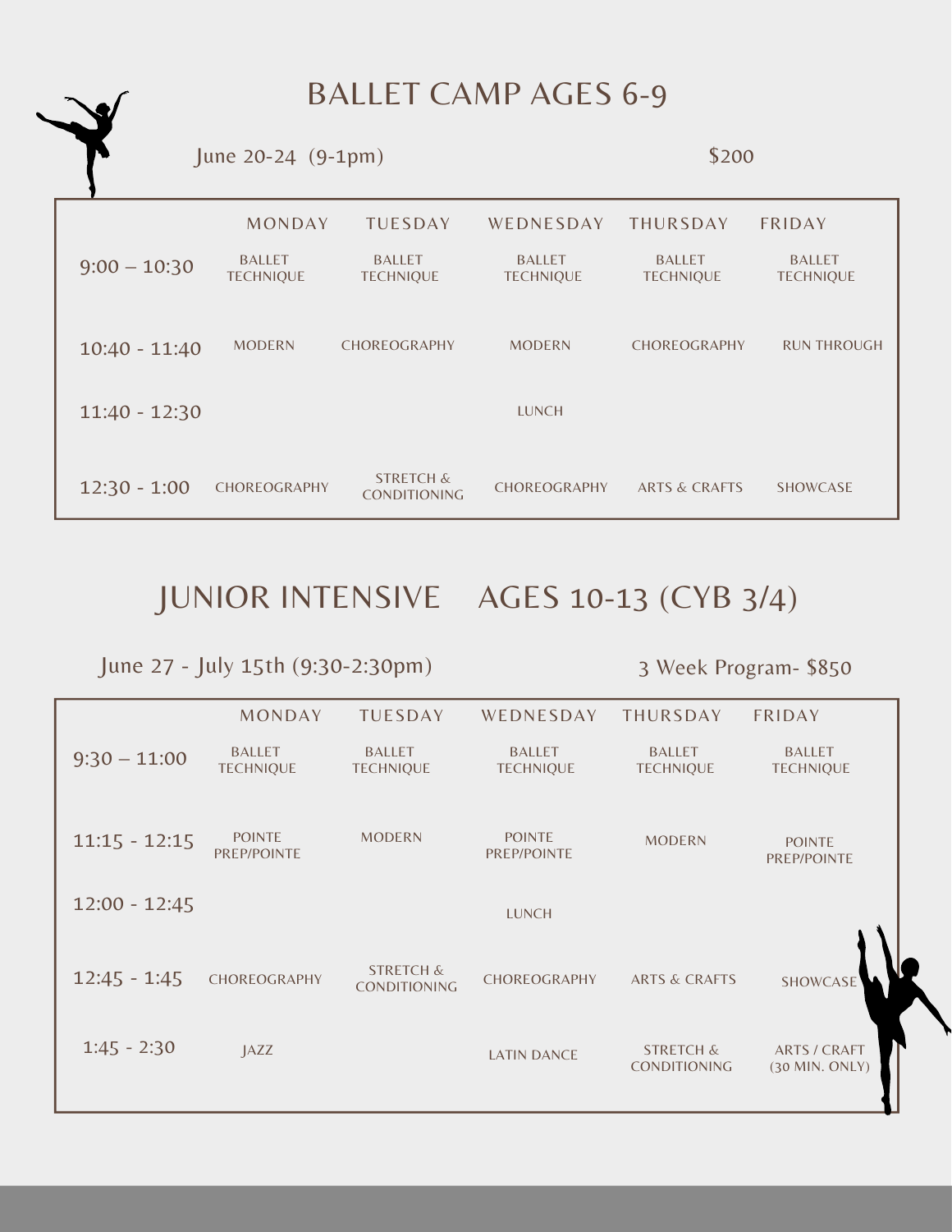# BALLET CAMP AGES 6-9

June 20-24 (9-1pm) $200

| | MONDAY | TUESDAY | WEDNESDAY | THURSDAY | FRIDAY |
|---|---|---|---|---|---|
| 9:00 – 10:30 | BALLET TECHNIQUE | BALLET TECHNIQUE | BALLET TECHNIQUE | BALLET TECHNIQUE | BALLET TECHNIQUE |
| 10:40 - 11:40 | MODERN | CHOREOGRAPHY | MODERN | CHOREOGRAPHY | RUN THROUGH |
| 11:40 - 12:30 | | | LUNCH | | |
| 12:30 - 1:00 | CHOREOGRAPHY | STRETCH & CONDITIONING | CHOREOGRAPHY | ARTS & CRAFTS | SHOWCASE |

# JUNIOR INTENSIVE AGES 10-13 (CYB 3/4)

June 27 - July 15th (9:30-2:30pm) 3 Week Program- $850

| | MONDAY | TUESDAY | WEDNESDAY | THURSDAY | FRIDAY |
|---|---|---|---|---|---|
| 9:30 – 11:00 | BALLET TECHNIQUE | BALLET TECHNIQUE | BALLET TECHNIQUE | BALLET TECHNIQUE | BALLET TECHNIQUE |
| 11:15 - 12:15 | POINTE PREP/POINTE | MODERN | POINTE PREP/POINTE | MODERN | POINTE PREP/POINTE |
| 12:00 - 12:45 | | | LUNCH | | |
| 12:45 - 1:45 | CHOREOGRAPHY | STRETCH & CONDITIONING | CHOREOGRAPHY | ARTS & CRAFTS | SHOWCASE |
| 1:45 - 2:30 | JAZZ | | LATIN DANCE | STRETCH & CONDITIONING | ARTS / CRAFT (30 MIN. ONLY) |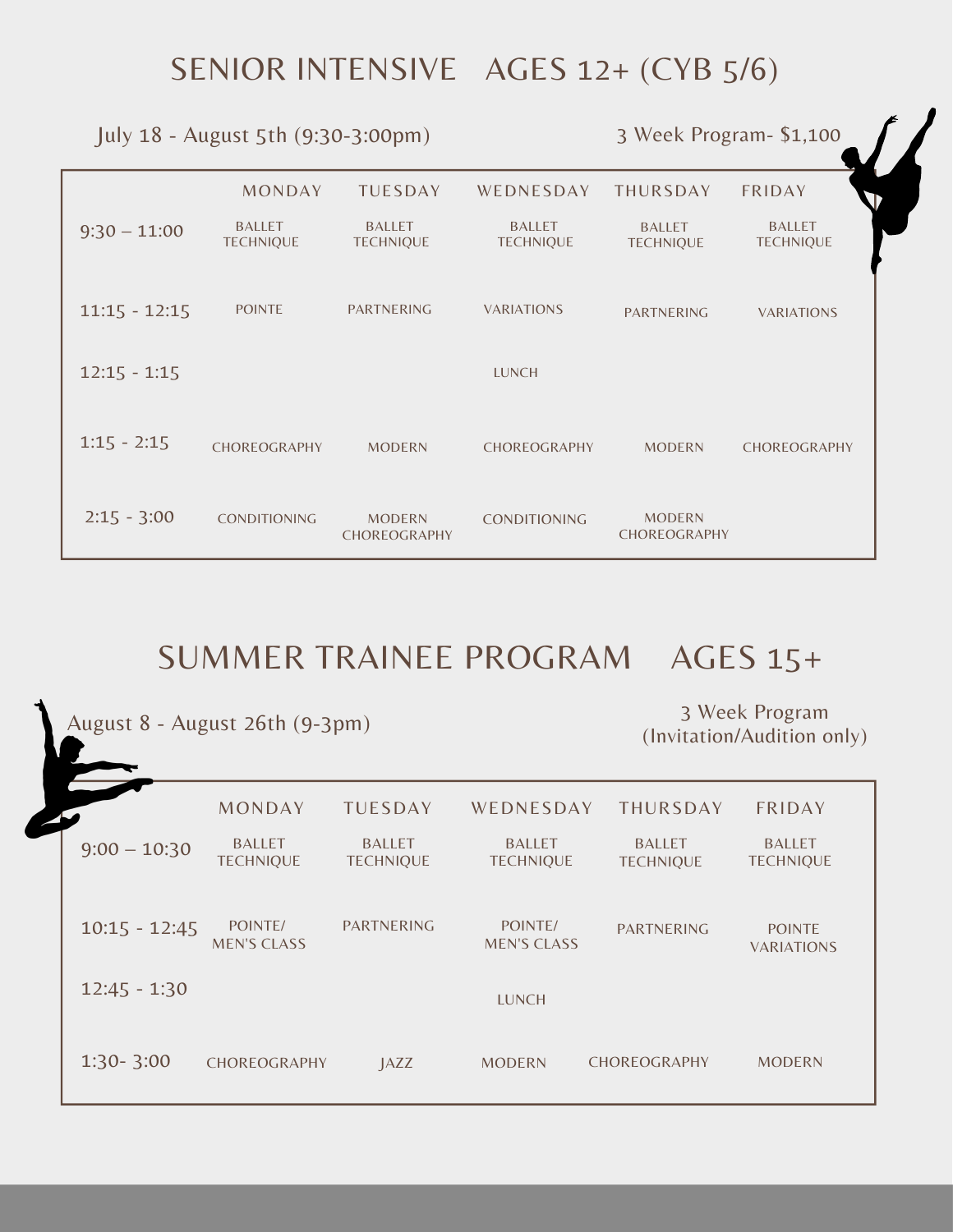# SENIOR INTENSIVE AGES 12+ (CYB 5/6)

July 18 - August 5th (9:30-3:00pm)

3 Week Program- $1,100

| | MONDAY | TUESDAY | WEDNESDAY | THURSDAY | FRIDAY |
|---|---|---|---|---|---|
| 9:30 – 11:00 | BALLET TECHNIQUE | BALLET TECHNIQUE | BALLET TECHNIQUE | BALLET TECHNIQUE | BALLET TECHNIQUE |
| 11:15 - 12:15 | POINTE | PARTNERING | VARIATIONS | PARTNERING | VARIATIONS |
| 12:15 - 1:15 | | | LUNCH | | |
| 1:15 - 2:15 | CHOREOGRAPHY | MODERN | CHOREOGRAPHY | MODERN | CHOREOGRAPHY |
| 2:15 - 3:00 | CONDITIONING | MODERN CHOREOGRAPHY | CONDITIONING | MODERN CHOREOGRAPHY | |

# SUMMER TRAINEE PROGRAM AGES 15+

August 8 - August 26th (9-3pm)

3 Week Program (Invitation/Audition only)

| | MONDAY | TUESDAY | WEDNESDAY | THURSDAY | FRIDAY |
|---|---|---|---|---|---|
| 9:00 – 10:30 | BALLET TECHNIQUE | BALLET TECHNIQUE | BALLET TECHNIQUE | BALLET TECHNIQUE | BALLET TECHNIQUE |
| 10:15 - 12:45 | POINTE/ MEN'S CLASS | PARTNERING | POINTE/ MEN'S CLASS | PARTNERING | POINTE VARIATIONS |
| 12:45 - 1:30 | | | LUNCH | | |
| 1:30- 3:00 | CHOREOGRAPHY | JAZZ | MODERN | CHOREOGRAPHY | MODERN |